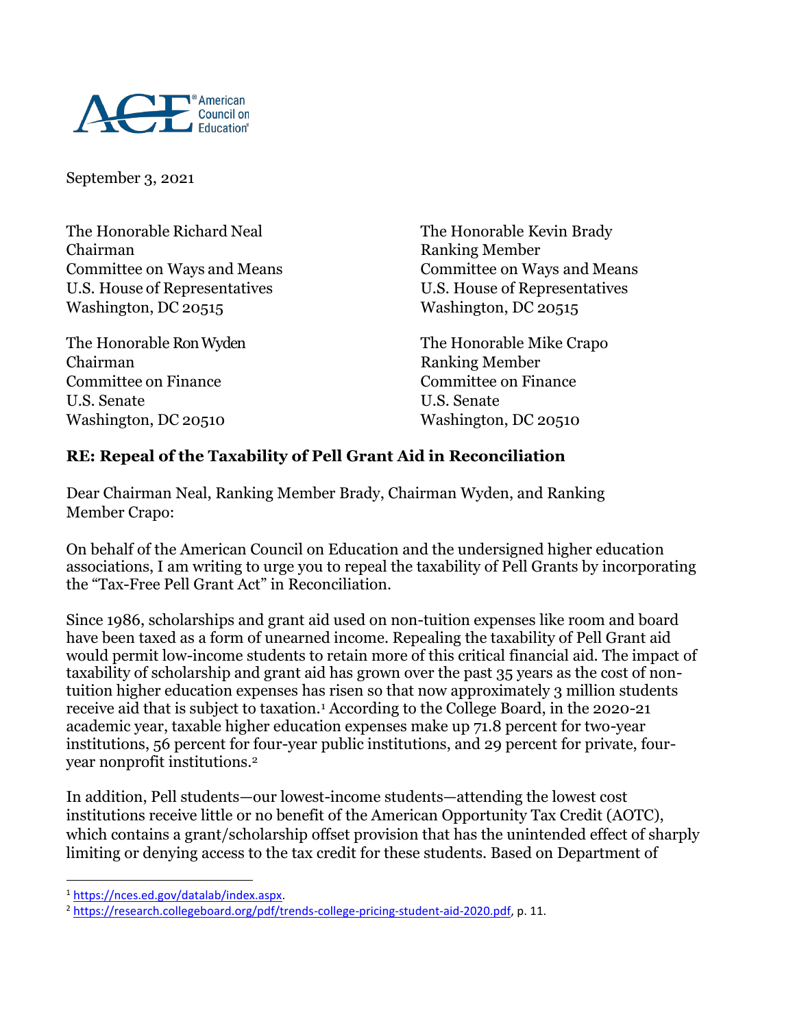American Council on Education

September 3, 2021

The Honorable Richard Neal
Chairman
Committee on Ways and Means
U.S. House of Representatives
Washington, DC 20515

The Honorable Kevin Brady
Ranking Member
Committee on Ways and Means
U.S. House of Representatives
Washington, DC 20515

The Honorable Ron Wyden
Chairman
Committee on Finance
U.S. Senate
Washington, DC 20510

The Honorable Mike Crapo
Ranking Member
Committee on Finance
U.S. Senate
Washington, DC 20510

**RE: Repeal of the Taxability of Pell Grant Aid in Reconciliation**

Dear Chairman Neal, Ranking Member Brady, Chairman Wyden, and Ranking Member Crapo:

On behalf of the American Council on Education and the undersigned higher education associations, I am writing to urge you to repeal the taxability of Pell Grants by incorporating the "Tax-Free Pell Grant Act" in Reconciliation.

Since 1986, scholarships and grant aid used on non-tuition expenses like room and board have been taxed as a form of unearned income. Repealing the taxability of Pell Grant aid would permit low-income students to retain more of this critical financial aid. The impact of taxability of scholarship and grant aid has grown over the past 35 years as the cost of non-tuition higher education expenses has risen so that now approximately 3 million students receive aid that is subject to taxation.[1] According to the College Board, in the 2020-21 academic year, taxable higher education expenses make up 71.8 percent for two-year institutions, 56 percent for four-year public institutions, and 29 percent for private, four-year nonprofit institutions.[2]

In addition, Pell students—our lowest-income students—attending the lowest cost institutions receive little or no benefit of the American Opportunity Tax Credit (AOTC), which contains a grant/scholarship offset provision that has the unintended effect of sharply limiting or denying access to the tax credit for these students. Based on Department of

[1] https://nces.ed.gov/datalab/index.aspx.

[2] https://research.collegeboard.org/pdf/trends-college-pricing-student-aid-2020.pdf, p. 11.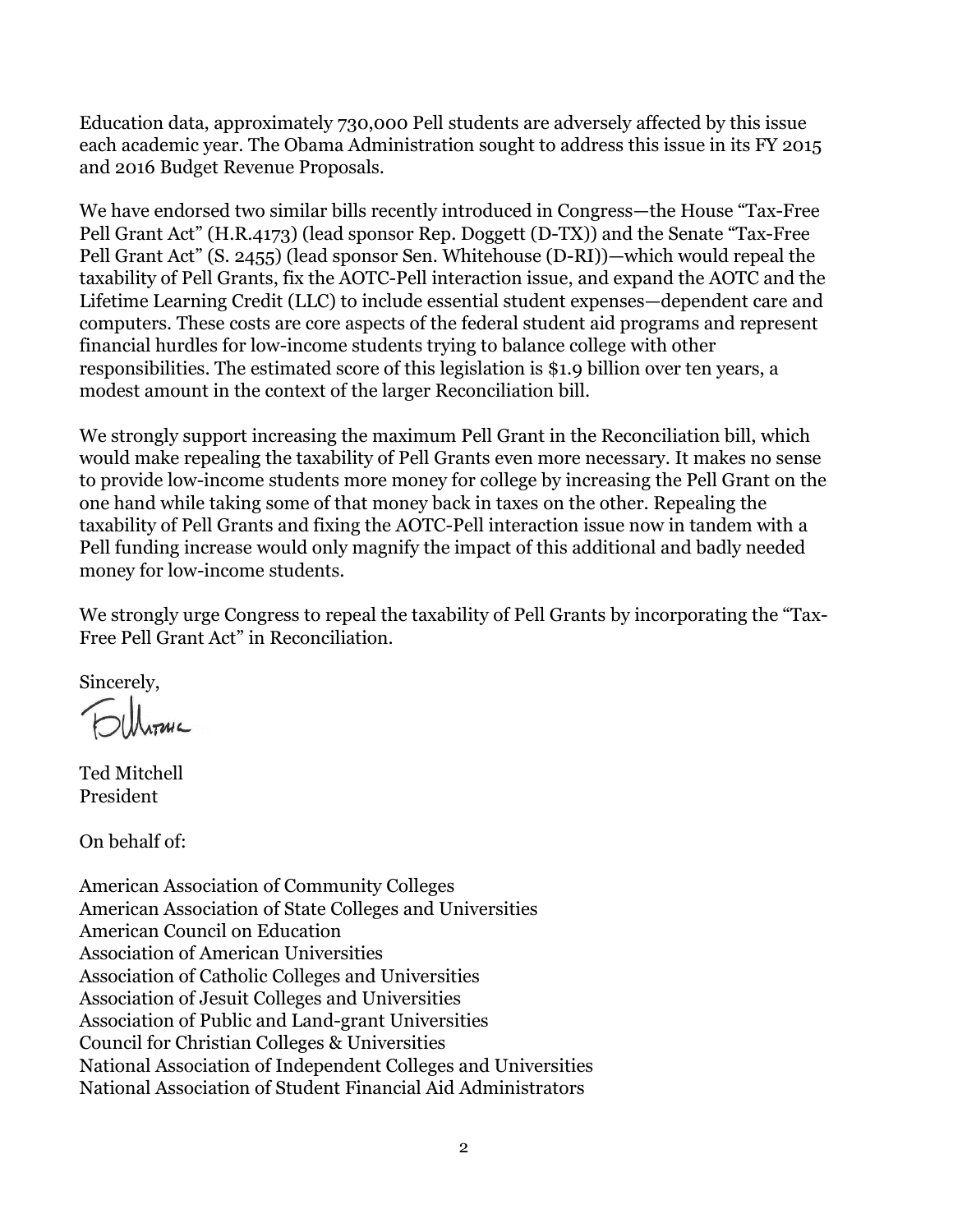Education data, approximately 730,000 Pell students are adversely affected by this issue each academic year. The Obama Administration sought to address this issue in its FY 2015 and 2016 Budget Revenue Proposals.

We have endorsed two similar bills recently introduced in Congress—the House "Tax-Free Pell Grant Act" (H.R.4173) (lead sponsor Rep. Doggett (D-TX)) and the Senate "Tax-Free Pell Grant Act" (S. 2455) (lead sponsor Sen. Whitehouse (D-RI))—which would repeal the taxability of Pell Grants, fix the AOTC-Pell interaction issue, and expand the AOTC and the Lifetime Learning Credit (LLC) to include essential student expenses—dependent care and computers. These costs are core aspects of the federal student aid programs and represent financial hurdles for low-income students trying to balance college with other responsibilities. The estimated score of this legislation is $1.9 billion over ten years, a modest amount in the context of the larger Reconciliation bill.

We strongly support increasing the maximum Pell Grant in the Reconciliation bill, which would make repealing the taxability of Pell Grants even more necessary. It makes no sense to provide low-income students more money for college by increasing the Pell Grant on the one hand while taking some of that money back in taxes on the other. Repealing the taxability of Pell Grants and fixing the AOTC-Pell interaction issue now in tandem with a Pell funding increase would only magnify the impact of this additional and badly needed money for low-income students.

We strongly urge Congress to repeal the taxability of Pell Grants by incorporating the "Tax-Free Pell Grant Act" in Reconciliation.

Sincerely,

Ted Mitchell
President

On behalf of:

American Association of Community Colleges
American Association of State Colleges and Universities
American Council on Education
Association of American Universities
Association of Catholic Colleges and Universities
Association of Jesuit Colleges and Universities
Association of Public and Land-grant Universities
Council for Christian Colleges & Universities
National Association of Independent Colleges and Universities
National Association of Student Financial Aid Administrators